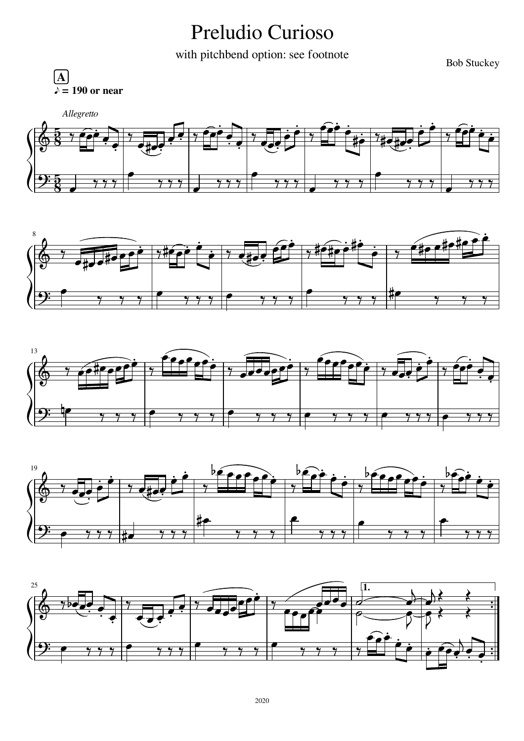# Preludio Curioso

with pitchbend option: see footnote

Bob Stuckey

**A**

♪ = 190 or near

*Allegretto*

2020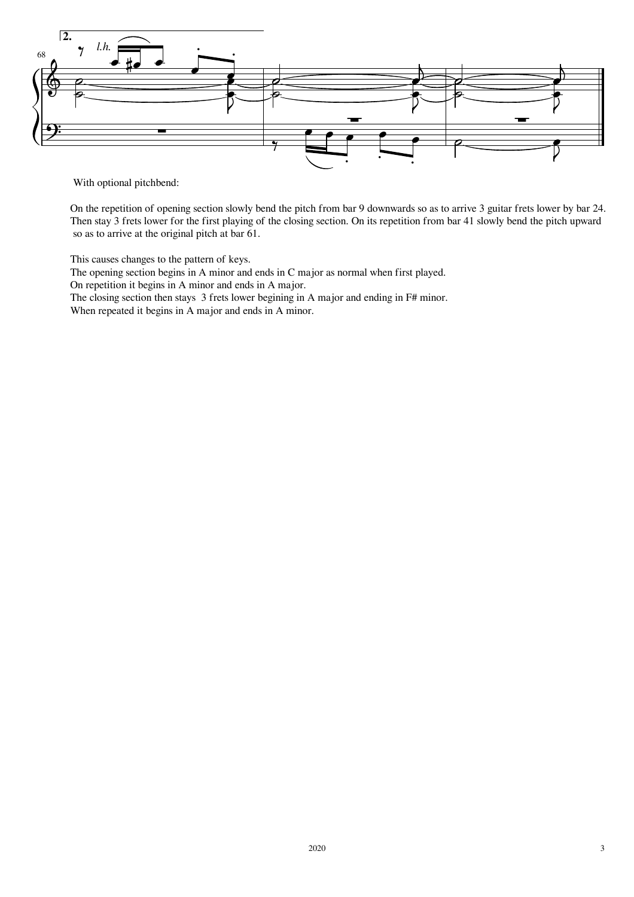With optional pitchbend:

On the repetition of opening section slowly bend the pitch from bar 9 downwards so as to arrive 3 guitar frets lower by bar 24. Then stay 3 frets lower for the first playing of the closing section. On its repetition from bar 41 slowly bend the pitch upward so as to arrive at the original pitch at bar 61.

This causes changes to the pattern of keys.
The opening section begins in A minor and ends in C major as normal when first played.
On repetition it begins in A minor and ends in A major.
The closing section then stays 3 frets lower begining in A major and ending in F# minor.
When repeated it begins in A major and ends in A minor.